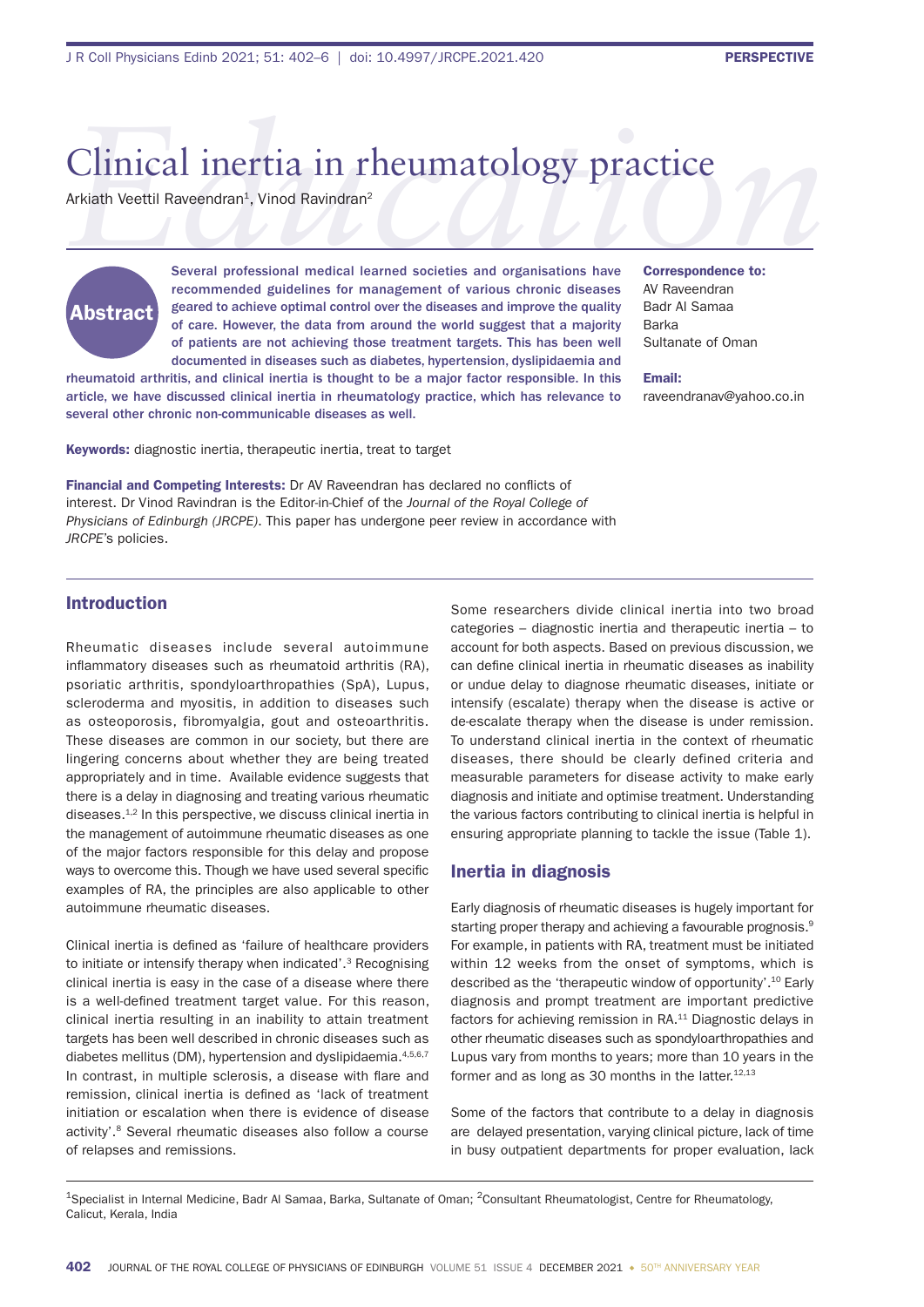# Clinical inertia in rheumatology practice

Arkiath Veettil Raveendran[1], Vinod Ravindran[2]

## Abstract

Several professional medical learned societies and organisations have recommended guidelines for management of various chronic diseases geared to achieve optimal control over the diseases and improve the quality of care. However, the data from around the world suggest that a majority of patients are not achieving those treatment targets. This has been well documented in diseases such as diabetes, hypertension, dyslipidaemia and rheumatoid arthritis, and clinical inertia is thought to be a major factor responsible. In this article, we have discussed clinical inertia in rheumatology practice, which has relevance to several other chronic non-communicable diseases as well.

**Correspondence to:**
AV Raveendran
Badr Al Samaa
Barka
Sultanate of Oman

**Email:**
raveendranav@yahoo.co.in

**Keywords:** diagnostic inertia, therapeutic inertia, treat to target

**Financial and Competing Interests:** Dr AV Raveendran has declared no conflicts of interest. Dr Vinod Ravindran is the Editor-in-Chief of the *Journal of the Royal College of Physicians of Edinburgh (JRCPE)*. This paper has undergone peer review in accordance with *JRCPE*'s policies.

## Introduction

Rheumatic diseases include several autoimmune inflammatory diseases such as rheumatoid arthritis (RA), psoriatic arthritis, spondyloarthropathies (SpA), Lupus, scleroderma and myositis, in addition to diseases such as osteoporosis, fibromyalgia, gout and osteoarthritis. These diseases are common in our society, but there are lingering concerns about whether they are being treated appropriately and in time. Available evidence suggests that there is a delay in diagnosing and treating various rheumatic diseases.[1,2] In this perspective, we discuss clinical inertia in the management of autoimmune rheumatic diseases as one of the major factors responsible for this delay and propose ways to overcome this. Though we have used several specific examples of RA, the principles are also applicable to other autoimmune rheumatic diseases.

Clinical inertia is defined as 'failure of healthcare providers to initiate or intensify therapy when indicated'.[3] Recognising clinical inertia is easy in the case of a disease where there is a well-defined treatment target value. For this reason, clinical inertia resulting in an inability to attain treatment targets has been well described in chronic diseases such as diabetes mellitus (DM), hypertension and dyslipidaemia.[4,5,6,7] In contrast, in multiple sclerosis, a disease with flare and remission, clinical inertia is defined as 'lack of treatment initiation or escalation when there is evidence of disease activity'.[8] Several rheumatic diseases also follow a course of relapses and remissions.

Some researchers divide clinical inertia into two broad categories – diagnostic inertia and therapeutic inertia – to account for both aspects. Based on previous discussion, we can define clinical inertia in rheumatic diseases as inability or undue delay to diagnose rheumatic diseases, initiate or intensify (escalate) therapy when the disease is active or de-escalate therapy when the disease is under remission. To understand clinical inertia in the context of rheumatic diseases, there should be clearly defined criteria and measurable parameters for disease activity to make early diagnosis and initiate and optimise treatment. Understanding the various factors contributing to clinical inertia is helpful in ensuring appropriate planning to tackle the issue (Table 1).

## Inertia in diagnosis

Early diagnosis of rheumatic diseases is hugely important for starting proper therapy and achieving a favourable prognosis.[9] For example, in patients with RA, treatment must be initiated within 12 weeks from the onset of symptoms, which is described as the 'therapeutic window of opportunity'.[10] Early diagnosis and prompt treatment are important predictive factors for achieving remission in RA.[11] Diagnostic delays in other rheumatic diseases such as spondyloarthropathies and Lupus vary from months to years; more than 10 years in the former and as long as 30 months in the latter.[12,13]

Some of the factors that contribute to a delay in diagnosis are delayed presentation, varying clinical picture, lack of time in busy outpatient departments for proper evaluation, lack

[1]Specialist in Internal Medicine, Badr Al Samaa, Barka, Sultanate of Oman; [2]Consultant Rheumatologist, Centre for Rheumatology, Calicut, Kerala, India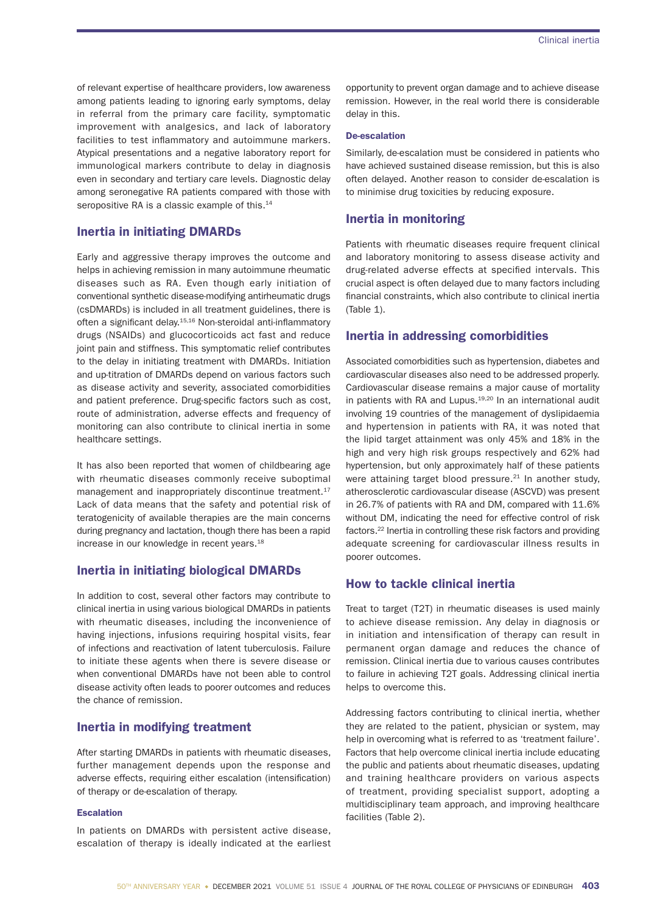of relevant expertise of healthcare providers, low awareness among patients leading to ignoring early symptoms, delay in referral from the primary care facility, symptomatic improvement with analgesics, and lack of laboratory facilities to test inflammatory and autoimmune markers. Atypical presentations and a negative laboratory report for immunological markers contribute to delay in diagnosis even in secondary and tertiary care levels. Diagnostic delay among seronegative RA patients compared with those with seropositive RA is a classic example of this.[14]

## Inertia in initiating DMARDs

Early and aggressive therapy improves the outcome and helps in achieving remission in many autoimmune rheumatic diseases such as RA. Even though early initiation of conventional synthetic disease-modifying antirheumatic drugs (csDMARDs) is included in all treatment guidelines, there is often a significant delay.[15,16] Non-steroidal anti-inflammatory drugs (NSAIDs) and glucocorticoids act fast and reduce joint pain and stiffness. This symptomatic relief contributes to the delay in initiating treatment with DMARDs. Initiation and up-titration of DMARDs depend on various factors such as disease activity and severity, associated comorbidities and patient preference. Drug-specific factors such as cost, route of administration, adverse effects and frequency of monitoring can also contribute to clinical inertia in some healthcare settings.

It has also been reported that women of childbearing age with rheumatic diseases commonly receive suboptimal management and inappropriately discontinue treatment.[17] Lack of data means that the safety and potential risk of teratogenicity of available therapies are the main concerns during pregnancy and lactation, though there has been a rapid increase in our knowledge in recent years.[18]

## Inertia in initiating biological DMARDs

In addition to cost, several other factors may contribute to clinical inertia in using various biological DMARDs in patients with rheumatic diseases, including the inconvenience of having injections, infusions requiring hospital visits, fear of infections and reactivation of latent tuberculosis. Failure to initiate these agents when there is severe disease or when conventional DMARDs have not been able to control disease activity often leads to poorer outcomes and reduces the chance of remission.

## Inertia in modifying treatment

After starting DMARDs in patients with rheumatic diseases, further management depends upon the response and adverse effects, requiring either escalation (intensification) of therapy or de-escalation of therapy.

### Escalation

In patients on DMARDs with persistent active disease, escalation of therapy is ideally indicated at the earliest opportunity to prevent organ damage and to achieve disease remission. However, in the real world there is considerable delay in this.

### De-escalation

Similarly, de-escalation must be considered in patients who have achieved sustained disease remission, but this is also often delayed. Another reason to consider de-escalation is to minimise drug toxicities by reducing exposure.

## Inertia in monitoring

Patients with rheumatic diseases require frequent clinical and laboratory monitoring to assess disease activity and drug-related adverse effects at specified intervals. This crucial aspect is often delayed due to many factors including financial constraints, which also contribute to clinical inertia (Table 1).

## Inertia in addressing comorbidities

Associated comorbidities such as hypertension, diabetes and cardiovascular diseases also need to be addressed properly. Cardiovascular disease remains a major cause of mortality in patients with RA and Lupus.[19,20] In an international audit involving 19 countries of the management of dyslipidaemia and hypertension in patients with RA, it was noted that the lipid target attainment was only 45% and 18% in the high and very high risk groups respectively and 62% had hypertension, but only approximately half of these patients were attaining target blood pressure.[21] In another study, atherosclerotic cardiovascular disease (ASCVD) was present in 26.7% of patients with RA and DM, compared with 11.6% without DM, indicating the need for effective control of risk factors.[22] Inertia in controlling these risk factors and providing adequate screening for cardiovascular illness results in poorer outcomes.

## How to tackle clinical inertia

Treat to target (T2T) in rheumatic diseases is used mainly to achieve disease remission. Any delay in diagnosis or in initiation and intensification of therapy can result in permanent organ damage and reduces the chance of remission. Clinical inertia due to various causes contributes to failure in achieving T2T goals. Addressing clinical inertia helps to overcome this.

Addressing factors contributing to clinical inertia, whether they are related to the patient, physician or system, may help in overcoming what is referred to as 'treatment failure'. Factors that help overcome clinical inertia include educating the public and patients about rheumatic diseases, updating and training healthcare providers on various aspects of treatment, providing specialist support, adopting a multidisciplinary team approach, and improving healthcare facilities (Table 2).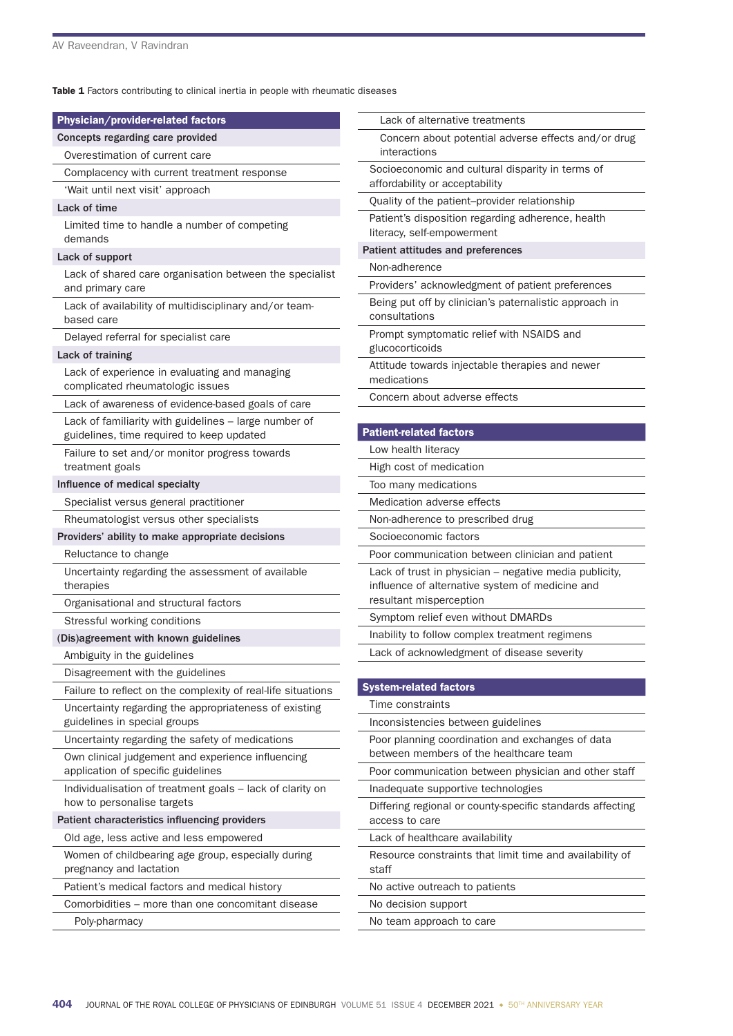**Table 1** Factors contributing to clinical inertia in people with rheumatic diseases

| Factors |
|---|
| **Physician/provider-related factors** |
| **Concepts regarding care provided** |
| Overestimation of current care |
| Complacency with current treatment response |
| 'Wait until next visit' approach |
| **Lack of time** |
| Limited time to handle a number of competing demands |
| **Lack of support** |
| Lack of shared care organisation between the specialist and primary care |
| Lack of availability of multidisciplinary and/or team-based care |
| Delayed referral for specialist care |
| **Lack of training** |
| Lack of experience in evaluating and managing complicated rheumatologic issues |
| Lack of awareness of evidence-based goals of care |
| Lack of familiarity with guidelines – large number of guidelines, time required to keep updated |
| Failure to set and/or monitor progress towards treatment goals |
| **Influence of medical specialty** |
| Specialist versus general practitioner |
| Rheumatologist versus other specialists |
| **Providers' ability to make appropriate decisions** |
| Reluctance to change |
| Uncertainty regarding the assessment of available therapies |
| Organisational and structural factors |
| Stressful working conditions |
| **(Dis)agreement with known guidelines** |
| Ambiguity in the guidelines |
| Disagreement with the guidelines |
| Failure to reflect on the complexity of real-life situations |
| Uncertainty regarding the appropriateness of existing guidelines in special groups |
| Uncertainty regarding the safety of medications |
| Own clinical judgement and experience influencing application of specific guidelines |
| Individualisation of treatment goals – lack of clarity on how to personalise targets |
| **Patient characteristics influencing providers** |
| Old age, less active and less empowered |
| Women of childbearing age group, especially during pregnancy and lactation |
| Patient's medical factors and medical history |
| Comorbidities – more than one concomitant disease |
| Poly-pharmacy |
| Lack of alternative treatments |
| Concern about potential adverse effects and/or drug interactions |
| Socioeconomic and cultural disparity in terms of affordability or acceptability |
| Quality of the patient–provider relationship |
| Patient's disposition regarding adherence, health literacy, self-empowerment |
| **Patient attitudes and preferences** |
| Non-adherence |
| Providers' acknowledgment of patient preferences |
| Being put off by clinician's paternalistic approach in consultations |
| Prompt symptomatic relief with NSAIDS and glucocorticoids |
| Attitude towards injectable therapies and newer medications |
| Concern about adverse effects |
| **Patient-related factors** |
| Low health literacy |
| High cost of medication |
| Too many medications |
| Medication adverse effects |
| Non-adherence to prescribed drug |
| Socioeconomic factors |
| Poor communication between clinician and patient |
| Lack of trust in physician – negative media publicity, influence of alternative system of medicine and resultant misperception |
| Symptom relief even without DMARDs |
| Inability to follow complex treatment regimens |
| Lack of acknowledgment of disease severity |
| **System-related factors** |
| Time constraints |
| Inconsistencies between guidelines |
| Poor planning coordination and exchanges of data between members of the healthcare team |
| Poor communication between physician and other staff |
| Inadequate supportive technologies |
| Differing regional or county-specific standards affecting access to care |
| Lack of healthcare availability |
| Resource constraints that limit time and availability of staff |
| No active outreach to patients |
| No decision support |
| No team approach to care |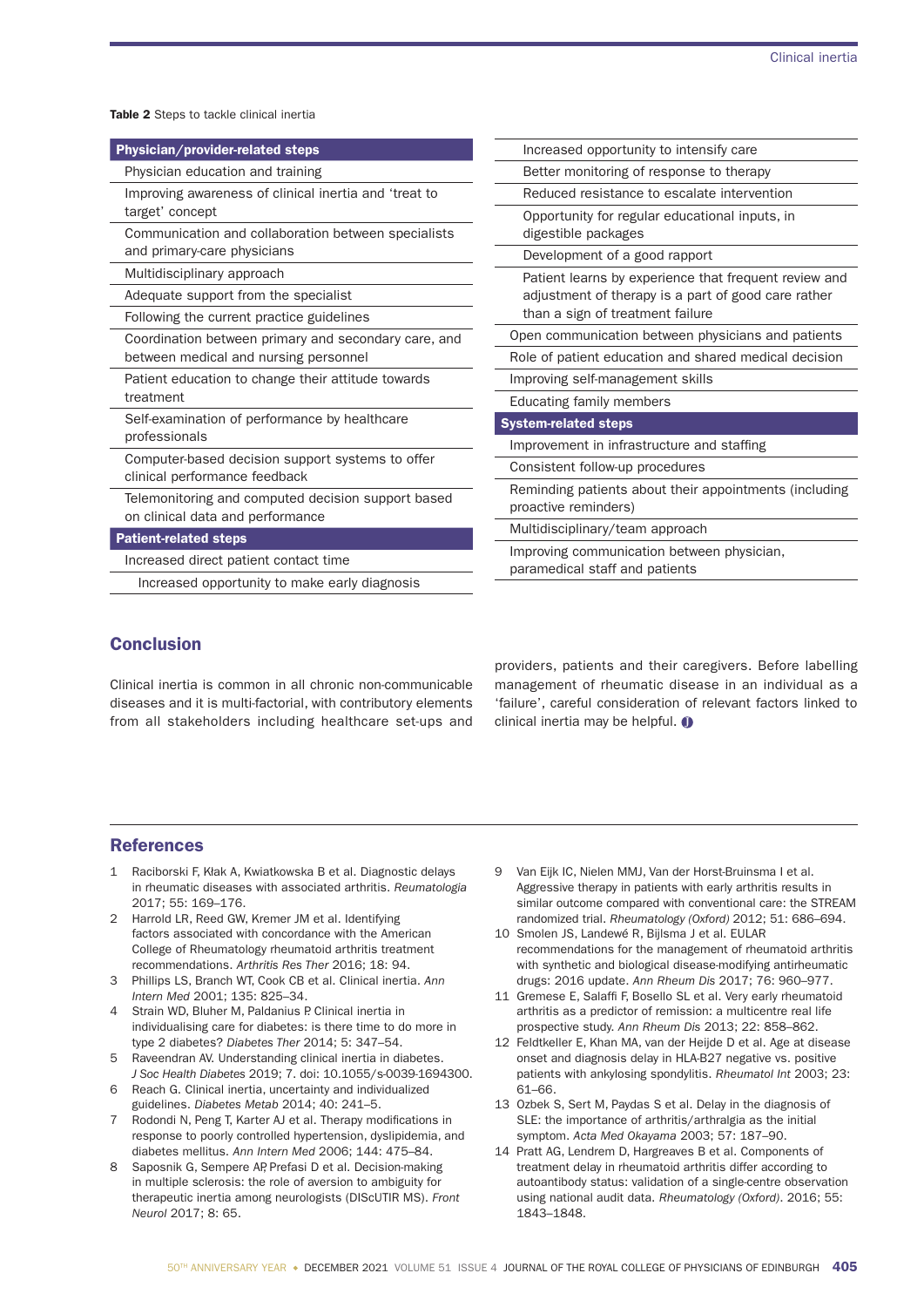Table 2 Steps to tackle clinical inertia

| Physician/provider-related steps |
| --- |
| Physician education and training |
| Improving awareness of clinical inertia and 'treat to target' concept |
| Communication and collaboration between specialists and primary-care physicians |
| Multidisciplinary approach |
| Adequate support from the specialist |
| Following the current practice guidelines |
| Coordination between primary and secondary care, and between medical and nursing personnel |
| Patient education to change their attitude towards treatment |
| Self-examination of performance by healthcare professionals |
| Computer-based decision support systems to offer clinical performance feedback |
| Telemonitoring and computed decision support based on clinical data and performance |
| **Patient-related steps** |
| Increased direct patient contact time |
| Increased opportunity to make early diagnosis |
| Increased opportunity to intensify care |
| Better monitoring of response to therapy |
| Reduced resistance to escalate intervention |
| Opportunity for regular educational inputs, in digestible packages |
| Development of a good rapport |
| Patient learns by experience that frequent review and adjustment of therapy is a part of good care rather than a sign of treatment failure |
| Open communication between physicians and patients |
| Role of patient education and shared medical decision |
| Improving self-management skills |
| Educating family members |
| **System-related steps** |
| Improvement in infrastructure and staffing |
| Consistent follow-up procedures |
| Reminding patients about their appointments (including proactive reminders) |
| Multidisciplinary/team approach |
| Improving communication between physician, paramedical staff and patients |

## Conclusion

Clinical inertia is common in all chronic non-communicable diseases and it is multi-factorial, with contributory elements from all stakeholders including healthcare set-ups and providers, patients and their caregivers. Before labelling management of rheumatic disease in an individual as a 'failure', careful consideration of relevant factors linked to clinical inertia may be helpful.

## References

1. Raciborski F, Kłak A, Kwiatkowska B et al. Diagnostic delays in rheumatic diseases with associated arthritis. *Reumatologia* 2017; 55: 169–176.
2. Harrold LR, Reed GW, Kremer JM et al. Identifying factors associated with concordance with the American College of Rheumatology rheumatoid arthritis treatment recommendations. *Arthritis Res Ther* 2016; 18: 94.
3. Phillips LS, Branch WT, Cook CB et al. Clinical inertia. *Ann Intern Med* 2001; 135: 825–34.
4. Strain WD, Bluher M, Paldanius P. Clinical inertia in individualising care for diabetes: is there time to do more in type 2 diabetes? *Diabetes Ther* 2014; 5: 347–54.
5. Raveendran AV. Understanding clinical inertia in diabetes. *J Soc Health Diabetes* 2019; 7. doi: 10.1055/s-0039-1694300.
6. Reach G. Clinical inertia, uncertainty and individualized guidelines. *Diabetes Metab* 2014; 40: 241–5.
7. Rodondi N, Peng T, Karter AJ et al. Therapy modifications in response to poorly controlled hypertension, dyslipidemia, and diabetes mellitus. *Ann Intern Med* 2006; 144: 475–84.
8. Saposnik G, Sempere AP, Prefasi D et al. Decision-making in multiple sclerosis: the role of aversion to ambiguity for therapeutic inertia among neurologists (DIScUTIR MS). *Front Neurol* 2017; 8: 65.
9. Van Eijk IC, Nielen MMJ, Van der Horst-Bruinsma I et al. Aggressive therapy in patients with early arthritis results in similar outcome compared with conventional care: the STREAM randomized trial. *Rheumatology (Oxford)* 2012; 51: 686–694.
10. Smolen JS, Landewé R, Bijlsma J et al. EULAR recommendations for the management of rheumatoid arthritis with synthetic and biological disease-modifying antirheumatic drugs: 2016 update. *Ann Rheum Dis* 2017; 76: 960–977.
11. Gremese E, Salaffi F, Bosello SL et al. Very early rheumatoid arthritis as a predictor of remission: a multicentre real life prospective study. *Ann Rheum Dis* 2013; 22: 858–862.
12. Feldtkeller E, Khan MA, van der Heijde D et al. Age at disease onset and diagnosis delay in HLA-B27 negative vs. positive patients with ankylosing spondylitis. *Rheumatol Int* 2003; 23: 61–66.
13. Ozbek S, Sert M, Paydas S et al. Delay in the diagnosis of SLE: the importance of arthritis/arthralgia as the initial symptom. *Acta Med Okayama* 2003; 57: 187–90.
14. Pratt AG, Lendrem D, Hargreaves B et al. Components of treatment delay in rheumatoid arthritis differ according to autoantibody status: validation of a single-centre observation using national audit data. *Rheumatology (Oxford)*. 2016; 55: 1843–1848.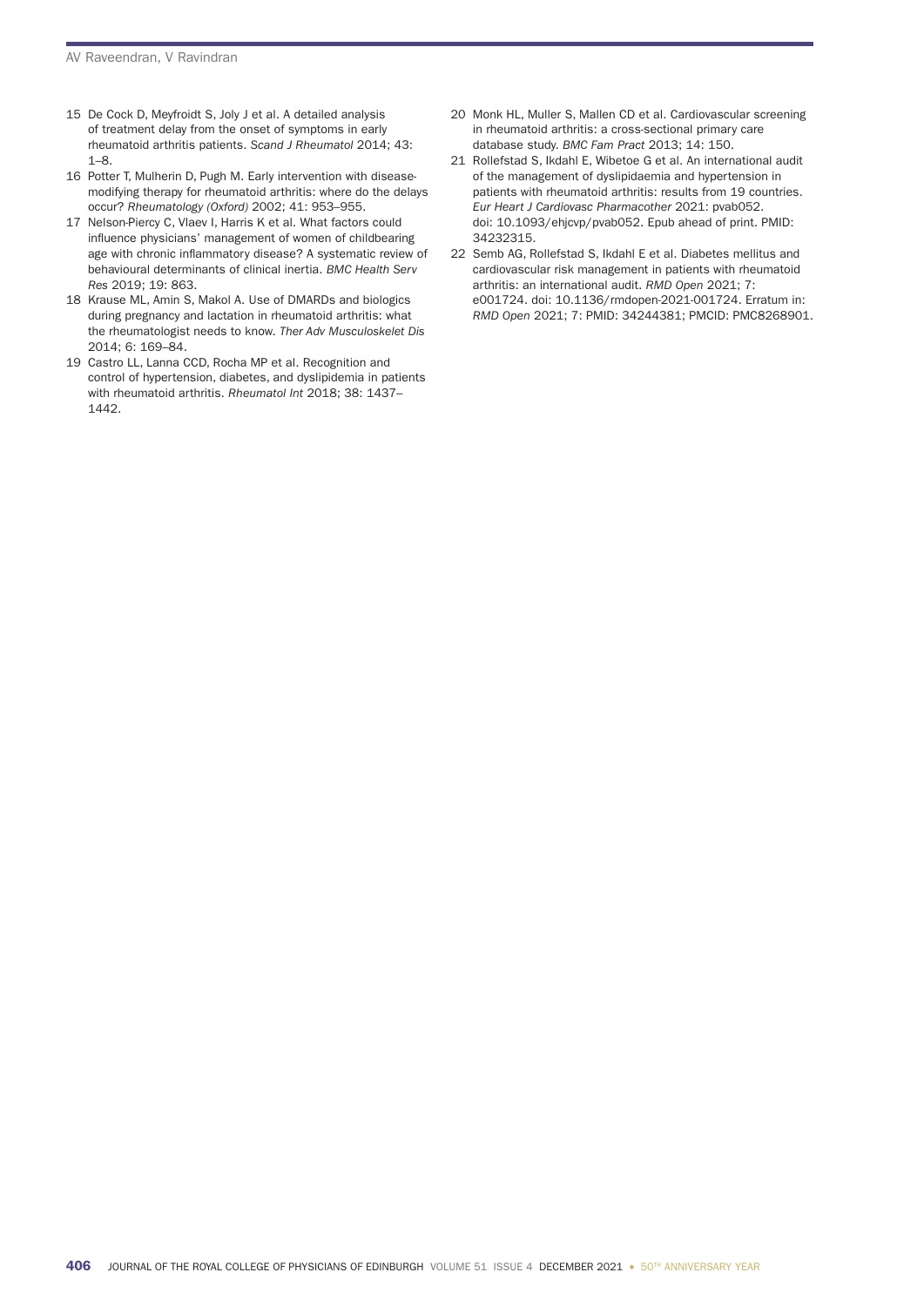15 De Cock D, Meyfroidt S, Joly J et al. A detailed analysis of treatment delay from the onset of symptoms in early rheumatoid arthritis patients. *Scand J Rheumatol* 2014; 43: 1–8.

16 Potter T, Mulherin D, Pugh M. Early intervention with disease-modifying therapy for rheumatoid arthritis: where do the delays occur? *Rheumatology (Oxford)* 2002; 41: 953–955.

17 Nelson-Piercy C, Vlaev I, Harris K et al. What factors could influence physicians' management of women of childbearing age with chronic inflammatory disease? A systematic review of behavioural determinants of clinical inertia. *BMC Health Serv Res* 2019; 19: 863.

18 Krause ML, Amin S, Makol A. Use of DMARDs and biologics during pregnancy and lactation in rheumatoid arthritis: what the rheumatologist needs to know. *Ther Adv Musculoskelet Dis* 2014; 6: 169–84.

19 Castro LL, Lanna CCD, Rocha MP et al. Recognition and control of hypertension, diabetes, and dyslipidemia in patients with rheumatoid arthritis. *Rheumatol Int* 2018; 38: 1437–1442.

20 Monk HL, Muller S, Mallen CD et al. Cardiovascular screening in rheumatoid arthritis: a cross-sectional primary care database study. *BMC Fam Pract* 2013; 14: 150.

21 Rollefstad S, Ikdahl E, Wibetoe G et al. An international audit of the management of dyslipidaemia and hypertension in patients with rheumatoid arthritis: results from 19 countries. *Eur Heart J Cardiovasc Pharmacother* 2021: pvab052. doi: 10.1093/ehjcvp/pvab052. Epub ahead of print. PMID: 34232315.

22 Semb AG, Rollefstad S, Ikdahl E et al. Diabetes mellitus and cardiovascular risk management in patients with rheumatoid arthritis: an international audit. *RMD Open* 2021; 7: e001724. doi: 10.1136/rmdopen-2021-001724. Erratum in: *RMD Open* 2021; 7: PMID: 34244381; PMCID: PMC8268901.